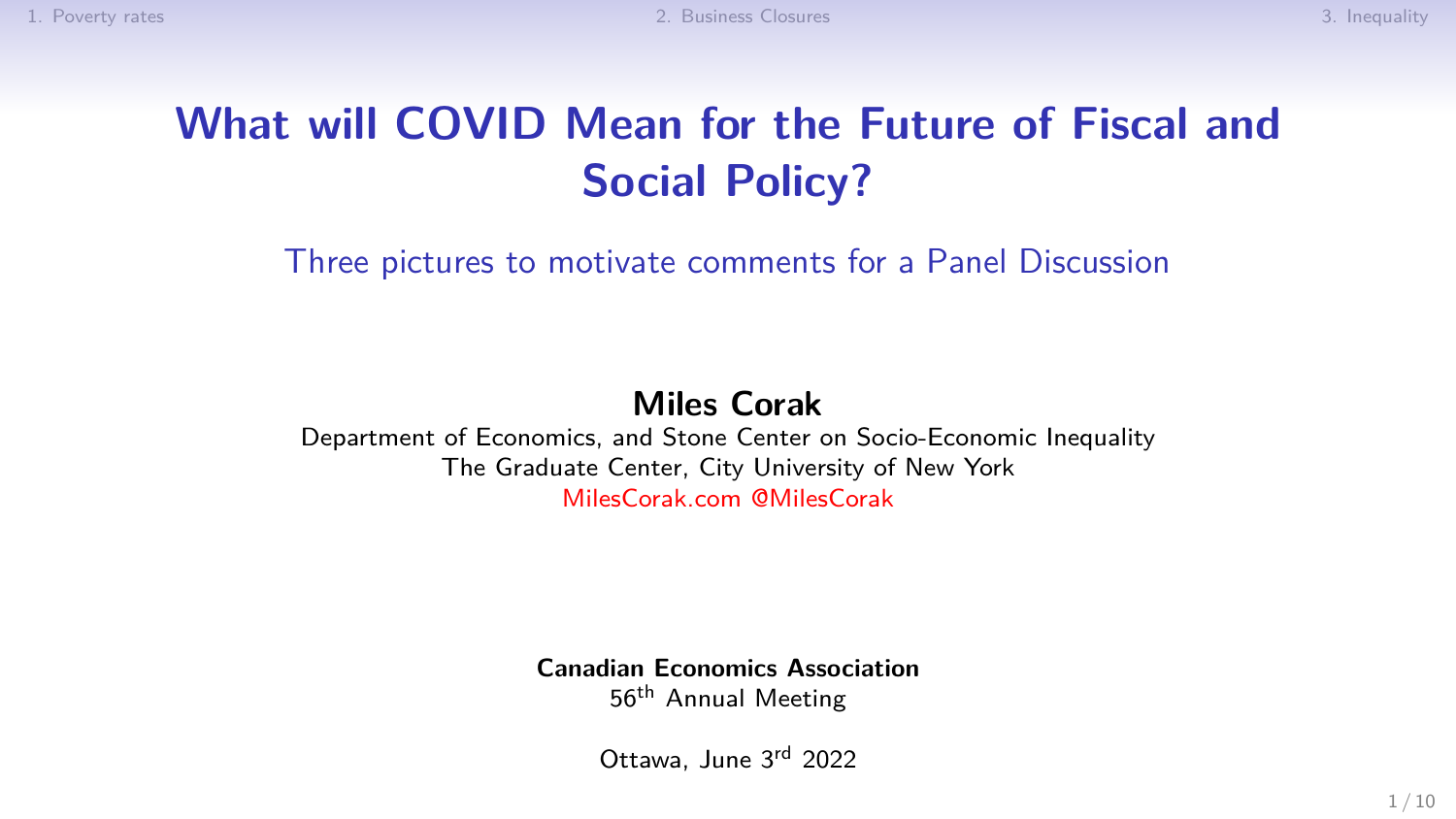# What will COVID Mean for the Future of Fiscal and Social Policy?

Three pictures to motivate comments for a Panel Discussion

**Miles Corak**

Department of Economics, and Stone Center on Socio-Economic Inequality
The Graduate Center, City University of New York
MilesCorak.com @MilesCorak

**Canadian Economics Association**
56th Annual Meeting

Ottawa, June 3rd 2022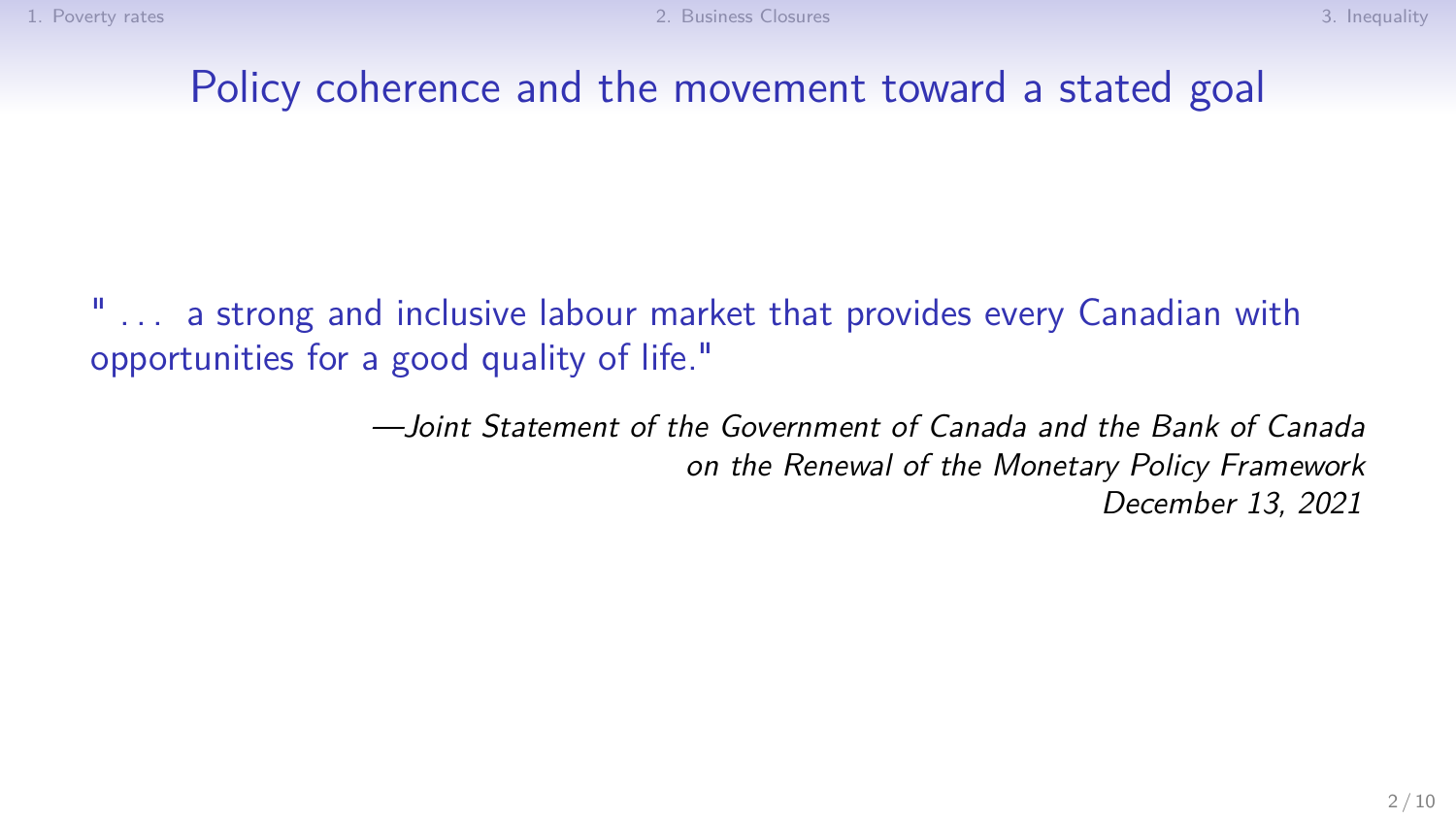# Policy coherence and the movement toward a stated goal

" . . . a strong and inclusive labour market that provides every Canadian with opportunities for a good quality of life."

*—Joint Statement of the Government of Canada and the Bank of Canada on the Renewal of the Monetary Policy Framework December 13, 2021*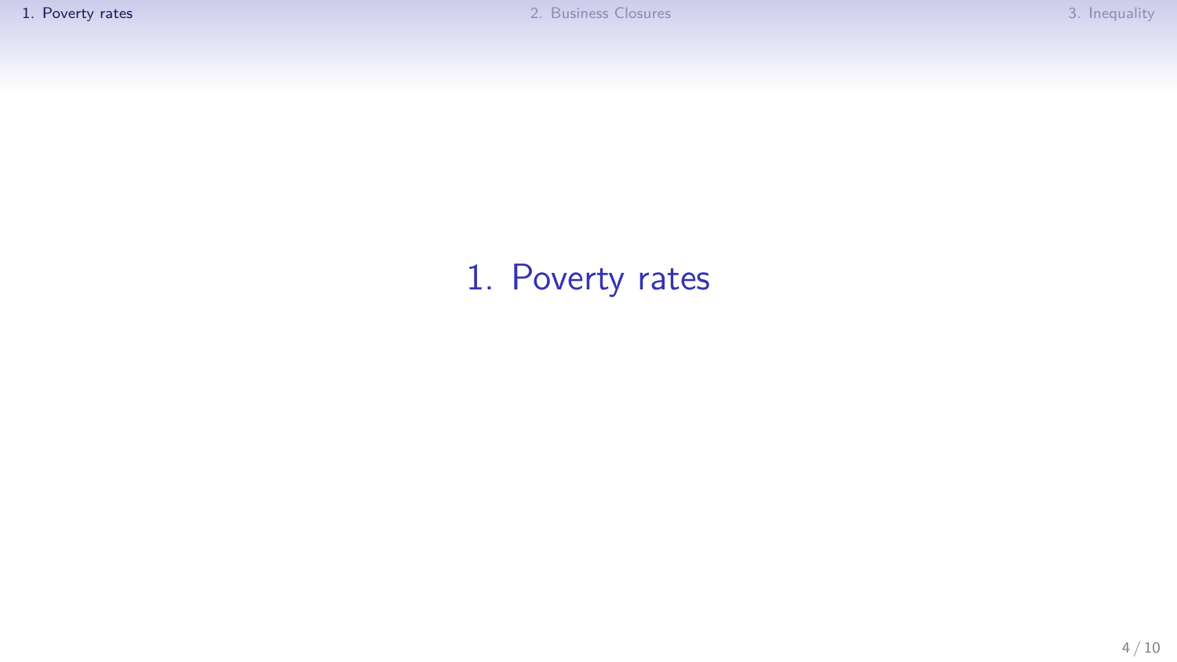# 1. Poverty rates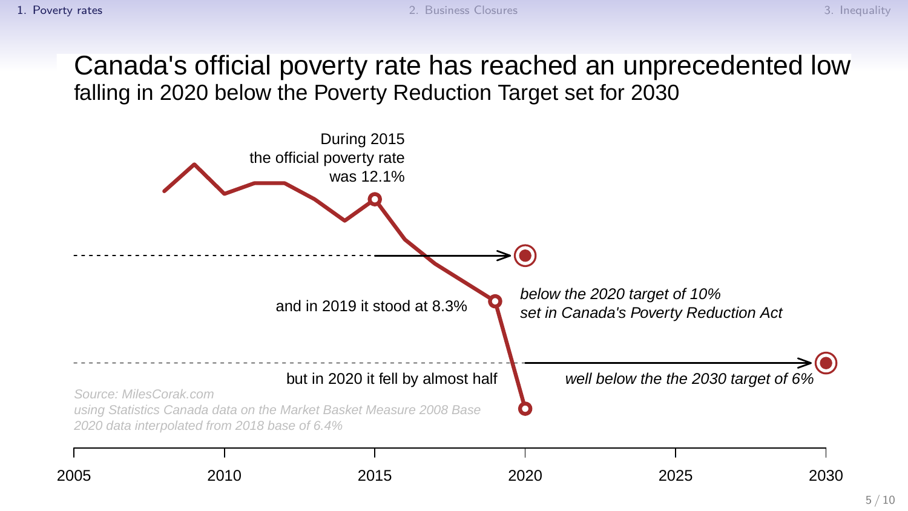# Canada's official poverty rate has reached an unprecedented low

## falling in 2020 below the Poverty Reduction Target set for 2030

During 2015
the official poverty rate
was 12.1%

and in 2019 it stood at 8.3%

*below the 2020 target of 10%*
*set in Canada's Poverty Reduction Act*

but in 2020 it fell by almost half

*well below the the 2030 target of 6%*

*Source: MilesCorak.com*
*using Statistics Canada data on the Market Basket Measure 2008 Base*
*2020 data interpolated from 2018 base of 6.4%*

2005
2010
2015
2020
2025
2030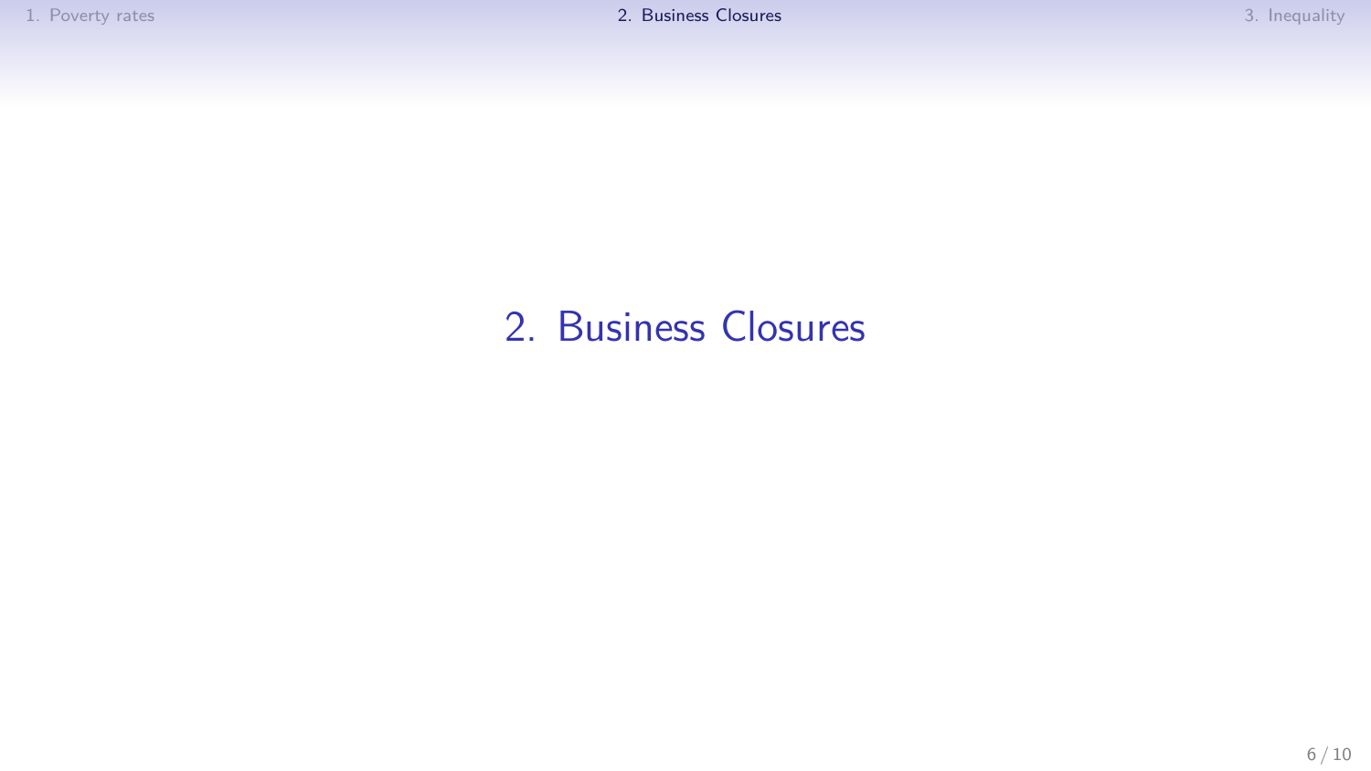# 2. Business Closures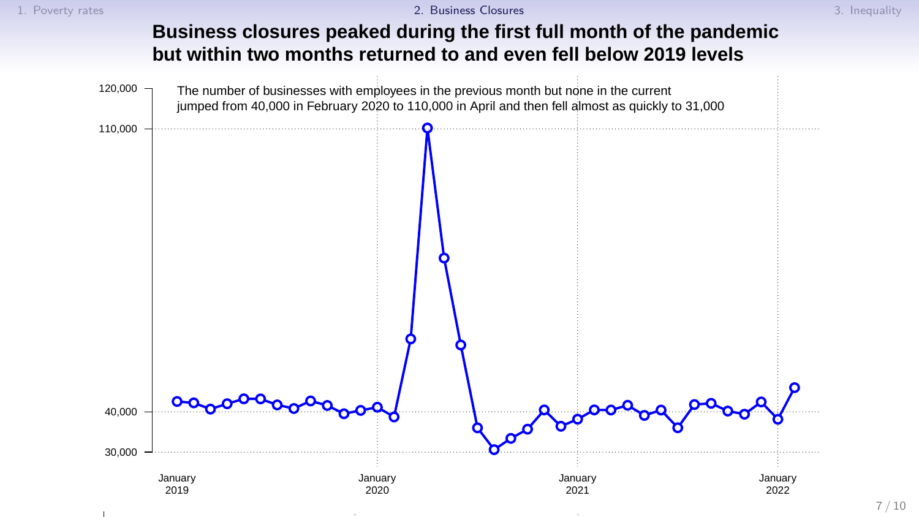## Business closures peaked during the first full month of the pandemic but within two months returned to and even fell below 2019 levels

The number of businesses with employees in the previous month but none in the current jumped from 40,000 in February 2020 to 110,000 in April and then fell almost as quickly to 31,000

120,000
110,000
40,000
30,000

January 2019
January 2020
January 2021
January 2022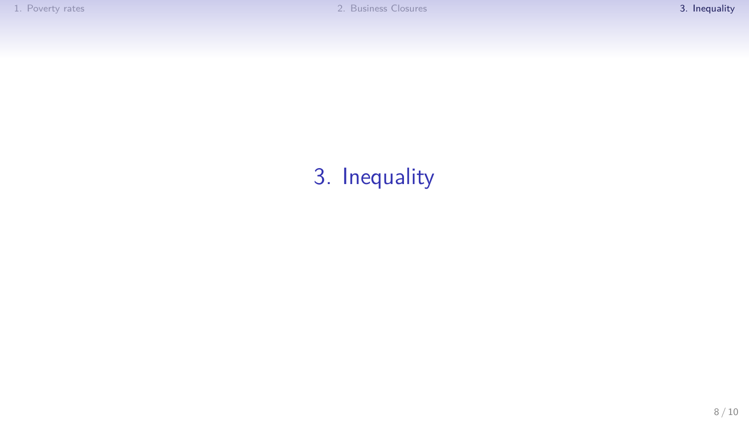# 3. Inequality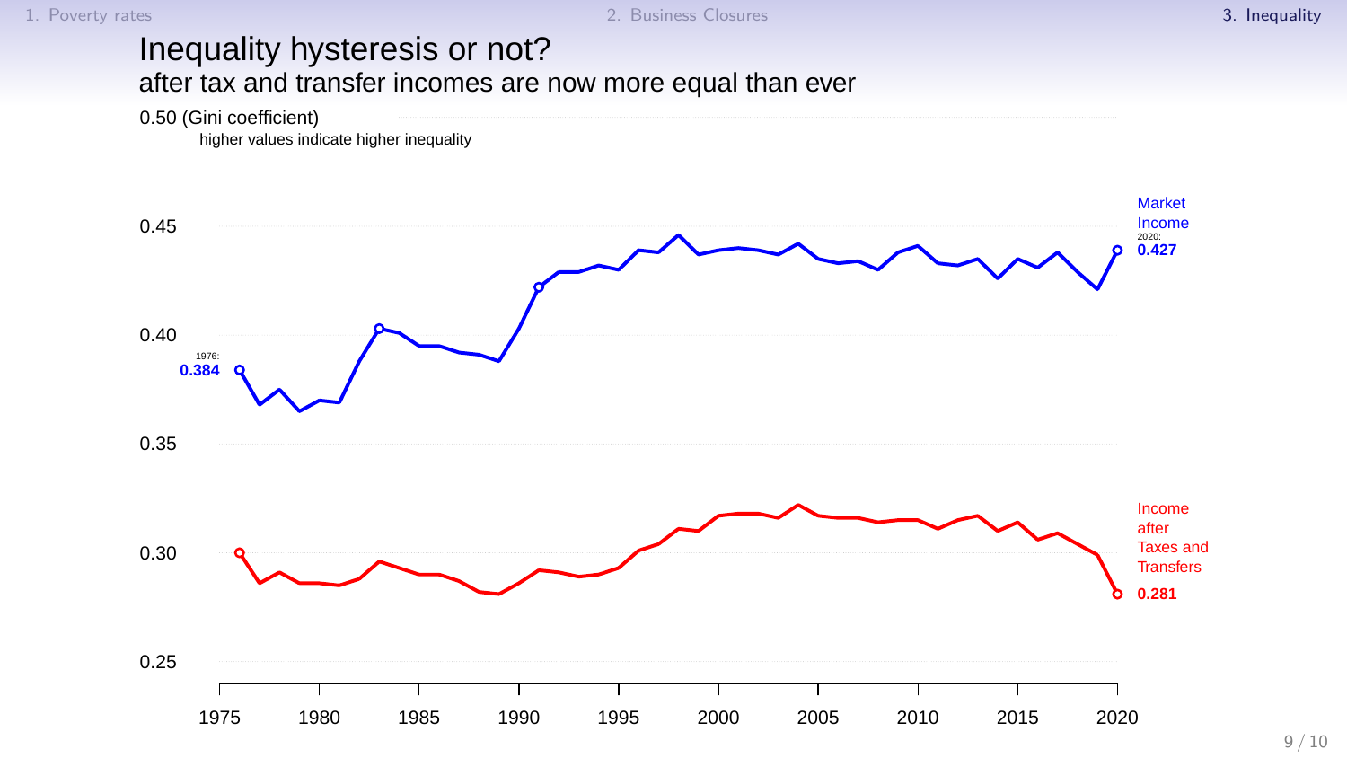# Inequality hysteresis or not?

## after tax and transfer incomes are now more equal than ever

0.50 (Gini coefficient)

higher values indicate higher inequality

0.45

0.40

0.35

0.30

0.25

1975 1980 1985 1990 1995 2000 2005 2010 2015 2020

1976:
0.384

Market Income
2020:
0.427

Income after Taxes and Transfers
0.281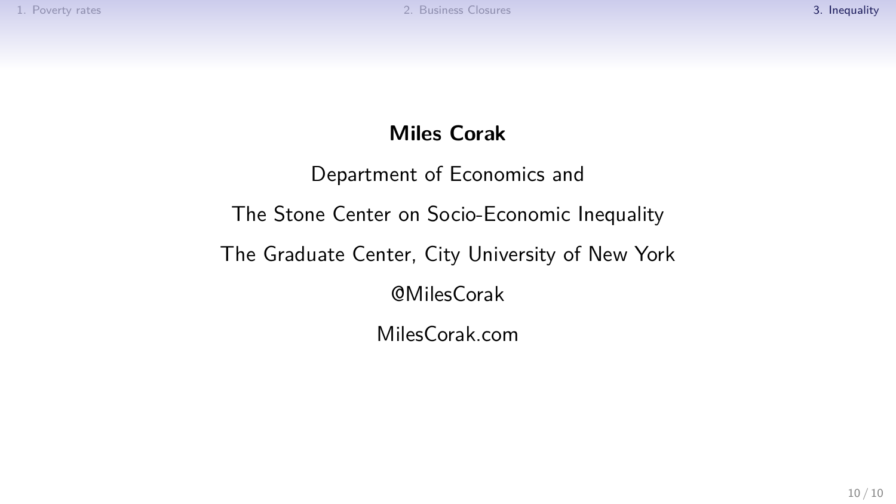**Miles Corak**

Department of Economics and

The Stone Center on Socio-Economic Inequality

The Graduate Center, City University of New York

@MilesCorak

MilesCorak.com